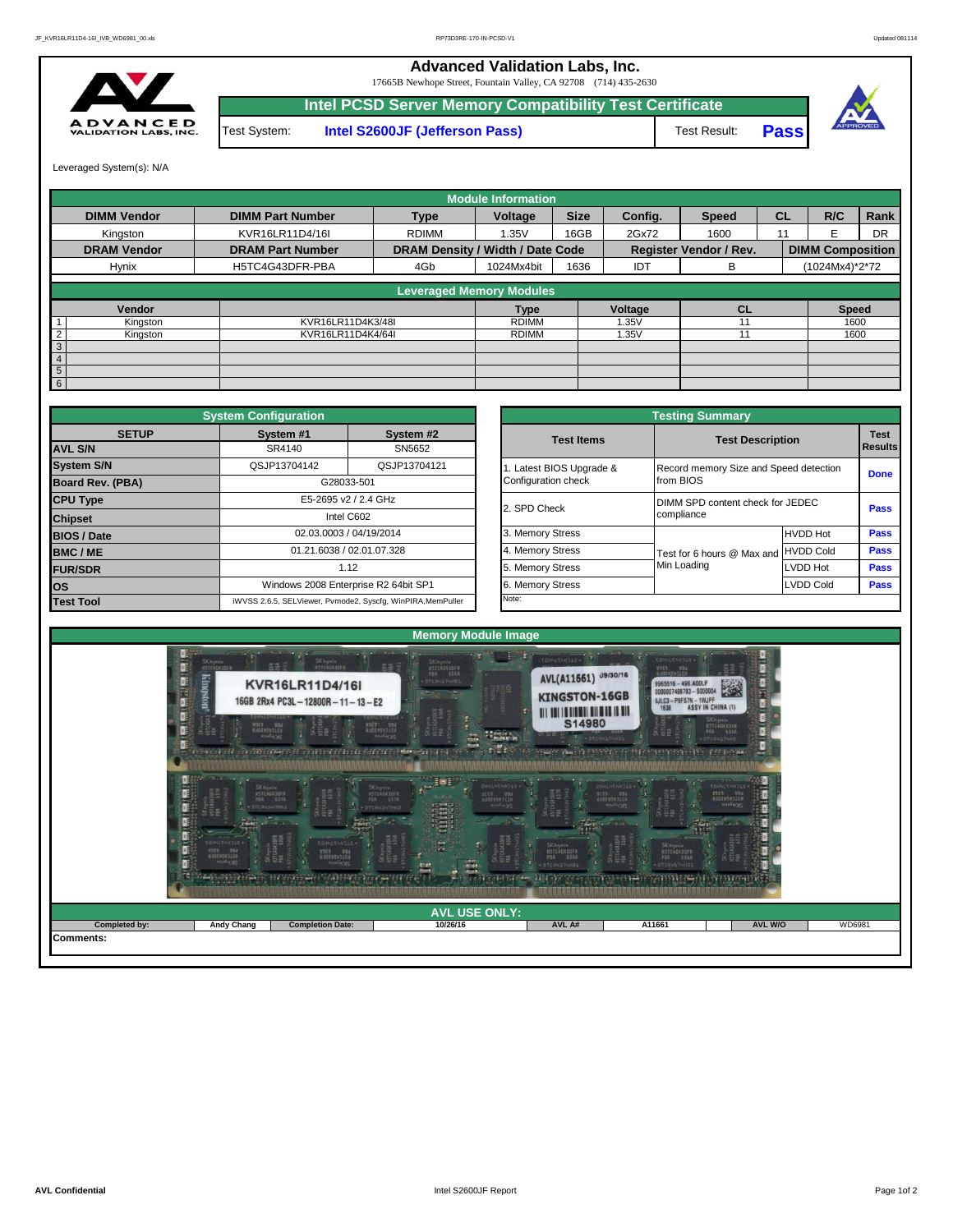# Advanced Validation Labs, Inc.

17665B Newhope Street, Fountain Valley, CA 92708 (714) 435-2630

## Intel PCSD Server Memory Compatibility Test Certificate

Test System: **Intel S2600JF (Jefferson Pass)** Test Result: **Pass**

Leveraged System(s): N/A

### Module Information

| DIMM Vendor | DIMM Part Number | Type | Voltage | Size | Config. | Speed | CL | R/C | Rank |
|---|---|---|---|---|---|---|---|---|---|
| Kingston | KVR16LR11D4/16I | RDIMM | 1.35V | 16GB | 2Gx72 | 1600 | 11 | E | DR |
| **DRAM Vendor** | **DRAM Part Number** | **DRAM Density / Width / Date Code** | | | **Register Vendor / Rev.** | | **DIMM Composition** | | |
| Hynix | H5TC4G43DFR-PBA | 4Gb | 1024Mx4bit | 1636 | IDT | B | (1024Mx4)*2*72 | | |

### Leveraged Memory Modules

| | Vendor | | Type | Voltage | CL | Speed |
|---|---|---|---|---|---|---|
| 1 | Kingston | KVR16LR11D4K3/48I | RDIMM | 1.35V | 11 | 1600 |
| 2 | Kingston | KVR16LR11D4K4/64I | RDIMM | 1.35V | 11 | 1600 |
| 3 | | | | | | |
| 4 | | | | | | |
| 5 | | | | | | |
| 6 | | | | | | |

### System Configuration

| SETUP | System #1 | System #2 |
|---|---|---|
| AVL S/N | SR4140 | SN5652 |
| System S/N | QSJP13704142 | QSJP13704121 |
| Board Rev. (PBA) | G28033-501 | |
| CPU Type | E5-2695 v2 / 2.4 GHz | |
| Chipset | Intel C602 | |
| BIOS / Date | 02.03.0003 / 04/19/2014 | |
| BMC / ME | 01.21.6038 / 02.01.07.328 | |
| FUR/SDR | 1.12 | |
| OS | Windows 2008 Enterprise R2 64bit SP1 | |
| Test Tool | iWVSS 2.6.5, SELViewer, Pvmode2, Syscfg, WinPIRA,MemPuller | |

### Testing Summary

| Test Items | Test Description | | Test Results |
|---|---|---|---|
| 1. Latest BIOS Upgrade & Configuration check | Record memory Size and Speed detection from BIOS | | Done |
| 2. SPD Check | DIMM SPD content check for JEDEC compliance | | Pass |
| 3. Memory Stress | Test for 6 hours @ Max and Min Loading | HVDD Hot | Pass |
| 4. Memory Stress | | HVDD Cold | Pass |
| 5. Memory Stress | | LVDD Hot | Pass |
| 6. Memory Stress | | LVDD Cold | Pass |

Note:

### Memory Module Image

### AVL USE ONLY:

| Completed by: | Andy Chang | Completion Date: | 10/26/16 | AVL A# | A11661 | AVL W/O | WD6981 |
|---|---|---|---|---|---|---|---|

Comments: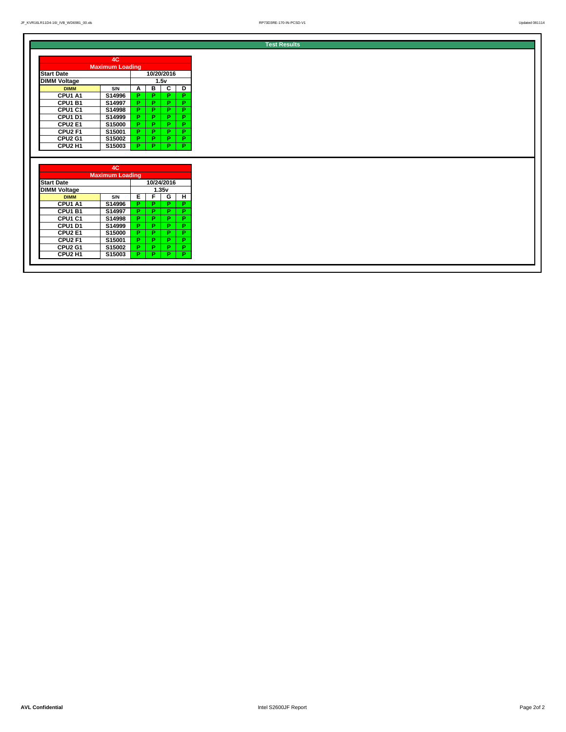## Test Results

| 4C | | | | | |
|---|---|---|---|---|---|
| Maximum Loading | | | | | |
| Start Date | | 10/20/2016 | | | |
| DIMM Voltage | | 1.5v | | | |
| DIMM | S/N | A | B | C | D |
| CPU1 A1 | S14996 | P | P | P | P |
| CPU1 B1 | S14997 | P | P | P | P |
| CPU1 C1 | S14998 | P | P | P | P |
| CPU1 D1 | S14999 | P | P | P | P |
| CPU2 E1 | S15000 | P | P | P | P |
| CPU2 F1 | S15001 | P | P | P | P |
| CPU2 G1 | S15002 | P | P | P | P |
| CPU2 H1 | S15003 | P | P | P | P |

| 4C | | | | | |
|---|---|---|---|---|---|
| Maximum Loading | | | | | |
| Start Date | | 10/24/2016 | | | |
| DIMM Voltage | | 1.35v | | | |
| DIMM | S/N | E | F | G | H |
| CPU1 A1 | S14996 | P | P | P | P |
| CPU1 B1 | S14997 | P | P | P | P |
| CPU1 C1 | S14998 | P | P | P | P |
| CPU1 D1 | S14999 | P | P | P | P |
| CPU2 E1 | S15000 | P | P | P | P |
| CPU2 F1 | S15001 | P | P | P | P |
| CPU2 G1 | S15002 | P | P | P | P |
| CPU2 H1 | S15003 | P | P | P | P |